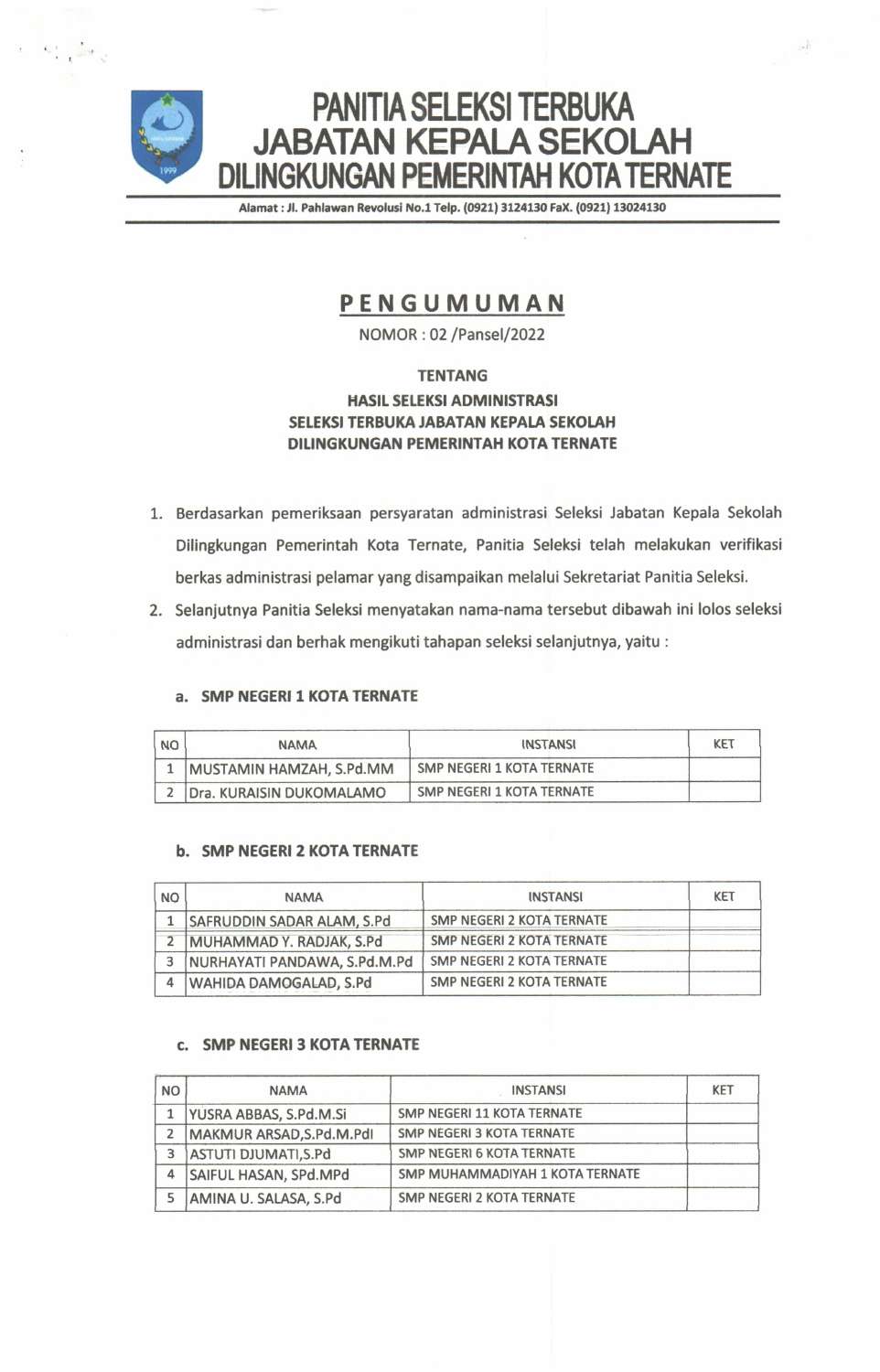# PANITIA SELEKSI TERBUKA JABATAN KEPALA SEKOLAH DILINGKUNGAN PEMERINTAH KOTA TERNATE

**Alamat : Jl. Pahlawan Revolusi No.1 Telp. (0921) 3124130 FaX. (0921) 13024130**

## PENGUMUMAN

NOMOR : 02 /Pansel/2022

**TENTANG**

**HASIL SELEKSI ADMINISTRASI SELEKSI TERBUKA JABATAN KEPALA SEKOLAH DILINGKUNGAN PEMERINTAH KOTA TERNATE**

1. Berdasarkan pemeriksaan persyaratan administrasi Seleksi Jabatan Kepala Sekolah Dilingkungan Pemerintah Kota Ternate, Panitia Seleksi telah melakukan verifikasi berkas administrasi pelamar yang disampaikan melalui Sekretariat Panitia Seleksi.
2. Selanjutnya Panitia Seleksi menyatakan nama-nama tersebut dibawah ini lolos seleksi administrasi dan berhak mengikuti tahapan seleksi selanjutnya, yaitu :

**a. SMP NEGERI 1 KOTA TERNATE**

| NO | NAMA | INSTANSI | KET |
|---|---|---|---|
| 1 | MUSTAMIN HAMZAH, S.Pd.MM | SMP NEGERI 1 KOTA TERNATE | |
| 2 | Dra. KURAISIN DUKOMALAMO | SMP NEGERI 1 KOTA TERNATE | |

**b. SMP NEGERI 2 KOTA TERNATE**

| NO | NAMA | INSTANSI | KET |
|---|---|---|---|
| 1 | SAFRUDDIN SADAR ALAM, S.Pd | SMP NEGERI 2 KOTA TERNATE | |
| 2 | MUHAMMAD Y. RADJAK, S.Pd | SMP NEGERI 2 KOTA TERNATE | |
| 3 | NURHAYATI PANDAWA, S.Pd.M.Pd | SMP NEGERI 2 KOTA TERNATE | |
| 4 | WAHIDA DAMOGALAD, S.Pd | SMP NEGERI 2 KOTA TERNATE | |

**c. SMP NEGERI 3 KOTA TERNATE**

| NO | NAMA | INSTANSI | KET |
|---|---|---|---|
| 1 | YUSRA ABBAS, S.Pd.M.Si | SMP NEGERI 11 KOTA TERNATE | |
| 2 | MAKMUR ARSAD,S.Pd.M.PdI | SMP NEGERI 3 KOTA TERNATE | |
| 3 | ASTUTI DJUMATI,S.Pd | SMP NEGERI 6 KOTA TERNATE | |
| 4 | SAIFUL HASAN, SPd.MPd | SMP MUHAMMADIYAH 1 KOTA TERNATE | |
| 5 | AMINA U. SALASA, S.Pd | SMP NEGERI 2 KOTA TERNATE | |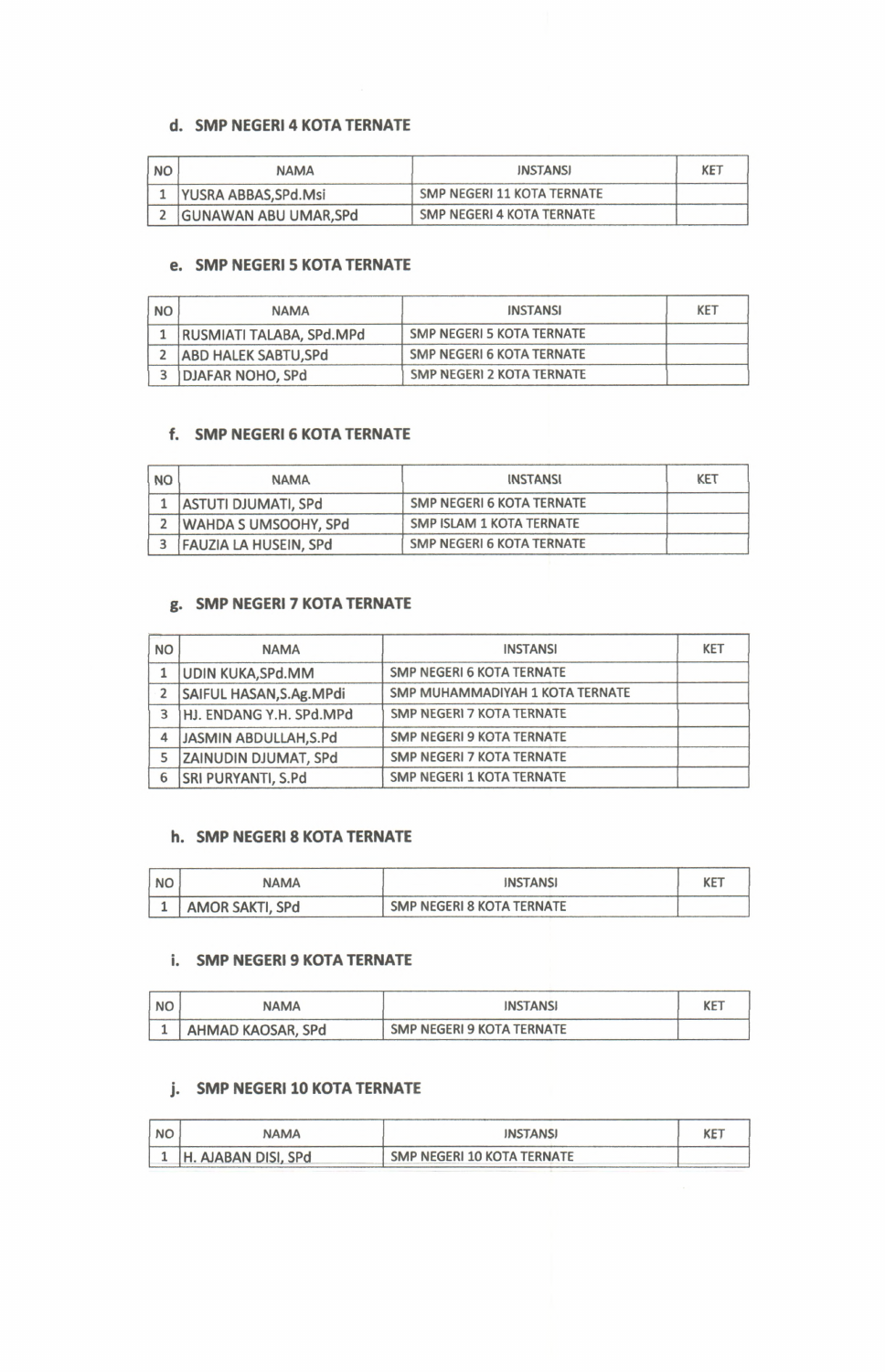## d. SMP NEGERI 4 KOTA TERNATE

| NO | NAMA | INSTANSI | KET |
|---|---|---|---|
| 1 | YUSRA ABBAS,SPd.Msi | SMP NEGERI 11 KOTA TERNATE | |
| 2 | GUNAWAN ABU UMAR,SPd | SMP NEGERI 4 KOTA TERNATE | |

## e. SMP NEGERI 5 KOTA TERNATE

| NO | NAMA | INSTANSI | KET |
|---|---|---|---|
| 1 | RUSMIATI TALABA, SPd.MPd | SMP NEGERI 5 KOTA TERNATE | |
| 2 | ABD HALEK SABTU,SPd | SMP NEGERI 6 KOTA TERNATE | |
| 3 | DJAFAR NOHO, SPd | SMP NEGERI 2 KOTA TERNATE | |

## f. SMP NEGERI 6 KOTA TERNATE

| NO | NAMA | INSTANSI | KET |
|---|---|---|---|
| 1 | ASTUTI DJUMATI, SPd | SMP NEGERI 6 KOTA TERNATE | |
| 2 | WAHDA S UMSOOHY, SPd | SMP ISLAM 1 KOTA TERNATE | |
| 3 | FAUZIA LA HUSEIN, SPd | SMP NEGERI 6 KOTA TERNATE | |

## g. SMP NEGERI 7 KOTA TERNATE

| NO | NAMA | INSTANSI | KET |
|---|---|---|---|
| 1 | UDIN KUKA,SPd.MM | SMP NEGERI 6 KOTA TERNATE | |
| 2 | SAIFUL HASAN,S.Ag.MPdi | SMP MUHAMMADIYAH 1 KOTA TERNATE | |
| 3 | HJ. ENDANG Y.H. SPd.MPd | SMP NEGERI 7 KOTA TERNATE | |
| 4 | JASMIN ABDULLAH,S.Pd | SMP NEGERI 9 KOTA TERNATE | |
| 5 | ZAINUDIN DJUMAT, SPd | SMP NEGERI 7 KOTA TERNATE | |
| 6 | SRI PURYANTI, S.Pd | SMP NEGERI 1 KOTA TERNATE | |

## h. SMP NEGERI 8 KOTA TERNATE

| NO | NAMA | INSTANSI | KET |
|---|---|---|---|
| 1 | AMOR SAKTI, SPd | SMP NEGERI 8 KOTA TERNATE | |

## i. SMP NEGERI 9 KOTA TERNATE

| NO | NAMA | INSTANSI | KET |
|---|---|---|---|
| 1 | AHMAD KAOSAR, SPd | SMP NEGERI 9 KOTA TERNATE | |

## j. SMP NEGERI 10 KOTA TERNATE

| NO | NAMA | INSTANSI | KET |
|---|---|---|---|
| 1 | H. AJABAN DISI, SPd | SMP NEGERI 10 KOTA TERNATE | |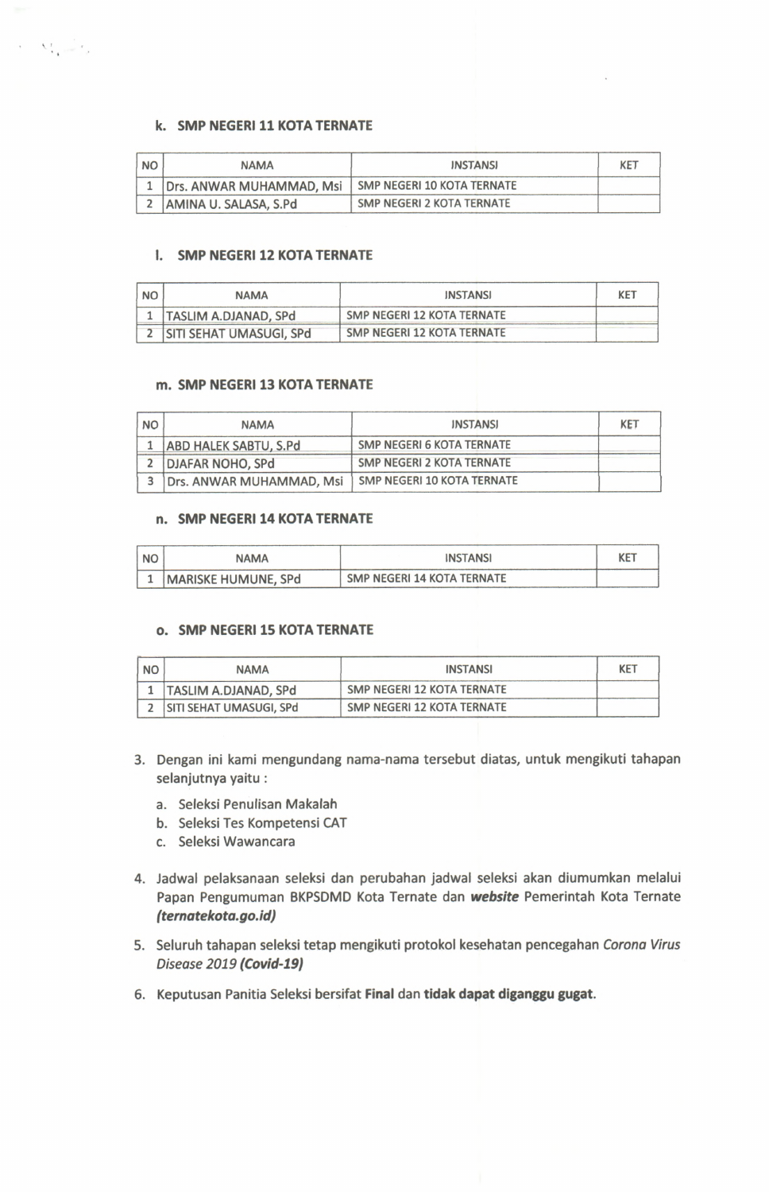**k. SMP NEGERI 11 KOTA TERNATE**

| NO | NAMA | INSTANSI | KET |
|---|---|---|---|
| 1 | Drs. ANWAR MUHAMMAD, Msi | SMP NEGERI 10 KOTA TERNATE | |
| 2 | AMINA U. SALASA, S.Pd | SMP NEGERI 2 KOTA TERNATE | |

**l. SMP NEGERI 12 KOTA TERNATE**

| NO | NAMA | INSTANSI | KET |
|---|---|---|---|
| 1 | TASLIM A.DJANAD, SPd | SMP NEGERI 12 KOTA TERNATE | |
| 2 | SITI SEHAT UMASUGI, SPd | SMP NEGERI 12 KOTA TERNATE | |

**m. SMP NEGERI 13 KOTA TERNATE**

| NO | NAMA | INSTANSI | KET |
|---|---|---|---|
| 1 | ABD HALEK SABTU, S.Pd | SMP NEGERI 6 KOTA TERNATE | |
| 2 | DJAFAR NOHO, SPd | SMP NEGERI 2 KOTA TERNATE | |
| 3 | Drs. ANWAR MUHAMMAD, Msi | SMP NEGERI 10 KOTA TERNATE | |

**n. SMP NEGERI 14 KOTA TERNATE**

| NO | NAMA | INSTANSI | KET |
|---|---|---|---|
| 1 | MARISKE HUMUNE, SPd | SMP NEGERI 14 KOTA TERNATE | |

**o. SMP NEGERI 15 KOTA TERNATE**

| NO | NAMA | INSTANSI | KET |
|---|---|---|---|
| 1 | TASLIM A.DJANAD, SPd | SMP NEGERI 12 KOTA TERNATE | |
| 2 | SITI SEHAT UMASUGI, SPd | SMP NEGERI 12 KOTA TERNATE | |

3. Dengan ini kami mengundang nama-nama tersebut diatas, untuk mengikuti tahapan selanjutnya yaitu :
   a. Seleksi Penulisan Makalah
   b. Seleksi Tes Kompetensi CAT
   c. Seleksi Wawancara
4. Jadwal pelaksanaan seleksi dan perubahan jadwal seleksi akan diumumkan melalui Papan Pengumuman BKPSDMD Kota Ternate dan ***website*** Pemerintah Kota Ternate ***(ternatekota.go.id)***
5. Seluruh tahapan seleksi tetap mengikuti protokol kesehatan pencegahan *Corona Virus Disease 2019* ***(Covid-19)***
6. Keputusan Panitia Seleksi bersifat **Final** dan **tidak dapat diganggu gugat**.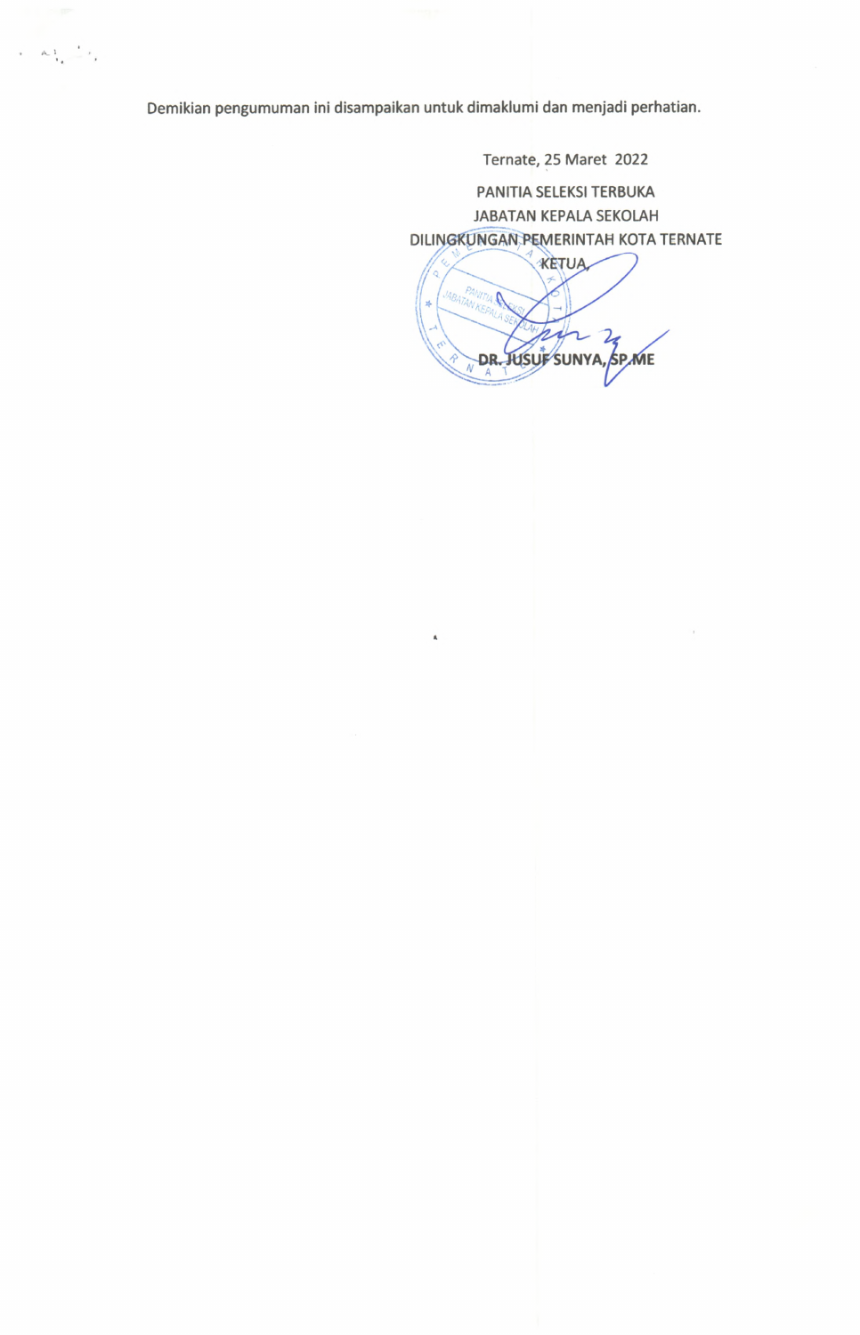Demikian pengumuman ini disampaikan untuk dimaklumi dan menjadi perhatian.

Ternate, 25 Maret 2022

PANITIA SELEKSI TERBUKA
JABATAN KEPALA SEKOLAH
DILINGKUNGAN PEMERINTAH KOTA TERNATE
KETUA,

DR. JUSUF SUNYA, SP.ME